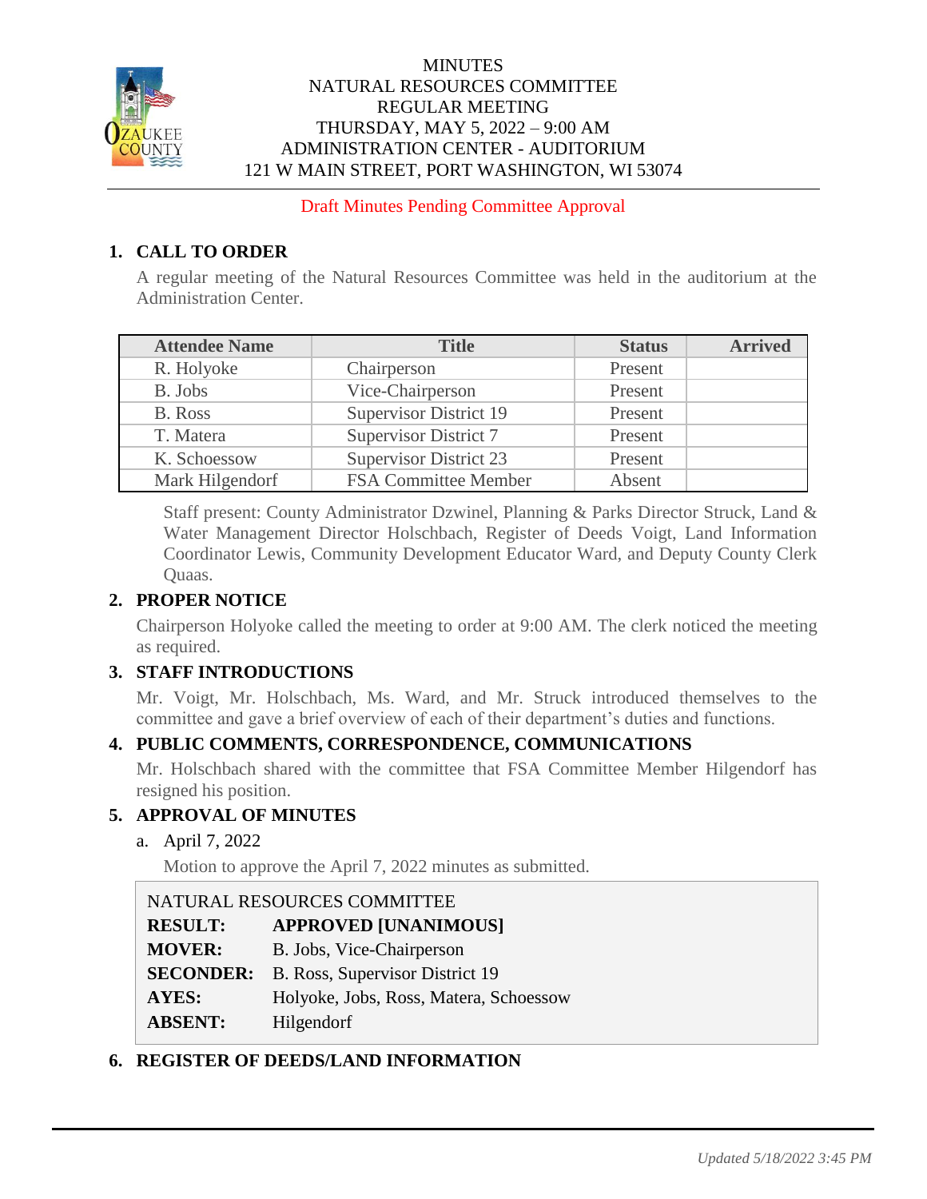MINUTES
NATURAL RESOURCES COMMITTEE
REGULAR MEETING
THURSDAY, MAY 5, 2022 – 9:00 AM
ADMINISTRATION CENTER - AUDITORIUM
121 W MAIN STREET, PORT WASHINGTON, WI 53074

Draft Minutes Pending Committee Approval

## 1. CALL TO ORDER

A regular meeting of the Natural Resources Committee was held in the auditorium at the Administration Center.

| Attendee Name | Title | Status | Arrived |
|---|---|---|---|
| R. Holyoke | Chairperson | Present | |
| B. Jobs | Vice-Chairperson | Present | |
| B. Ross | Supervisor District 19 | Present | |
| T. Matera | Supervisor District 7 | Present | |
| K. Schoessow | Supervisor District 23 | Present | |
| Mark Hilgendorf | FSA Committee Member | Absent | |

Staff present: County Administrator Dzwinel, Planning & Parks Director Struck, Land & Water Management Director Holschbach, Register of Deeds Voigt, Land Information Coordinator Lewis, Community Development Educator Ward, and Deputy County Clerk Quaas.

## 2. PROPER NOTICE

Chairperson Holyoke called the meeting to order at 9:00 AM. The clerk noticed the meeting as required.

## 3. STAFF INTRODUCTIONS

Mr. Voigt, Mr. Holschbach, Ms. Ward, and Mr. Struck introduced themselves to the committee and gave a brief overview of each of their department's duties and functions.

## 4. PUBLIC COMMENTS, CORRESPONDENCE, COMMUNICATIONS

Mr. Holschbach shared with the committee that FSA Committee Member Hilgendorf has resigned his position.

## 5. APPROVAL OF MINUTES

a. April 7, 2022

Motion to approve the April 7, 2022 minutes as submitted.

NATURAL RESOURCES COMMITTEE

**RESULT:** **APPROVED [UNANIMOUS]**
**MOVER:** B. Jobs, Vice-Chairperson
**SECONDER:** B. Ross, Supervisor District 19
**AYES:** Holyoke, Jobs, Ross, Matera, Schoessow
**ABSENT:** Hilgendorf

## 6. REGISTER OF DEEDS/LAND INFORMATION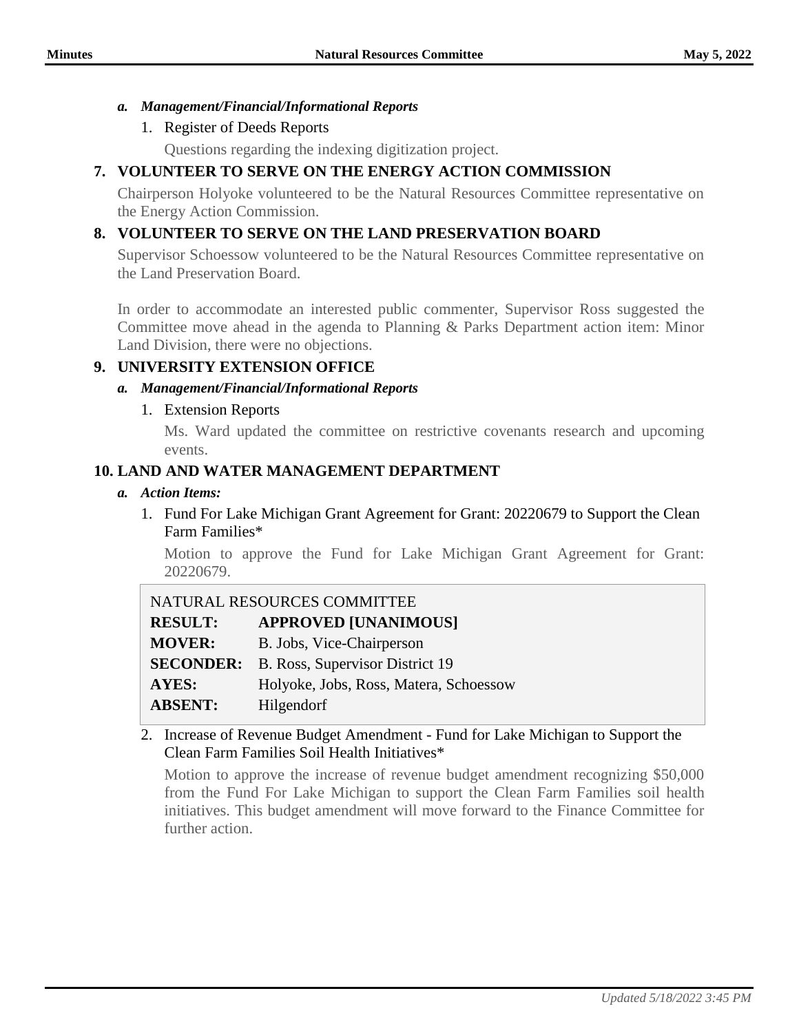*a. Management/Financial/Informational Reports*

1. Register of Deeds Reports

   Questions regarding the indexing digitization project.

## 7. VOLUNTEER TO SERVE ON THE ENERGY ACTION COMMISSION

Chairperson Holyoke volunteered to be the Natural Resources Committee representative on the Energy Action Commission.

## 8. VOLUNTEER TO SERVE ON THE LAND PRESERVATION BOARD

Supervisor Schoessow volunteered to be the Natural Resources Committee representative on the Land Preservation Board.

In order to accommodate an interested public commenter, Supervisor Ross suggested the Committee move ahead in the agenda to Planning & Parks Department action item: Minor Land Division, there were no objections.

## 9. UNIVERSITY EXTENSION OFFICE

*a. Management/Financial/Informational Reports*

1. Extension Reports

   Ms. Ward updated the committee on restrictive covenants research and upcoming events.

## 10. LAND AND WATER MANAGEMENT DEPARTMENT

*a. Action Items:*

1. Fund For Lake Michigan Grant Agreement for Grant: 20220679 to Support the Clean Farm Families*

   Motion to approve the Fund for Lake Michigan Grant Agreement for Grant: 20220679.

| NATURAL RESOURCES COMMITTEE | |
|---|---|
| **RESULT:** | **APPROVED [UNANIMOUS]** |
| **MOVER:** | B. Jobs, Vice-Chairperson |
| **SECONDER:** | B. Ross, Supervisor District 19 |
| **AYES:** | Holyoke, Jobs, Ross, Matera, Schoessow |
| **ABSENT:** | Hilgendorf |

2. Increase of Revenue Budget Amendment - Fund for Lake Michigan to Support the Clean Farm Families Soil Health Initiatives*

   Motion to approve the increase of revenue budget amendment recognizing $50,000 from the Fund For Lake Michigan to support the Clean Farm Families soil health initiatives. This budget amendment will move forward to the Finance Committee for further action.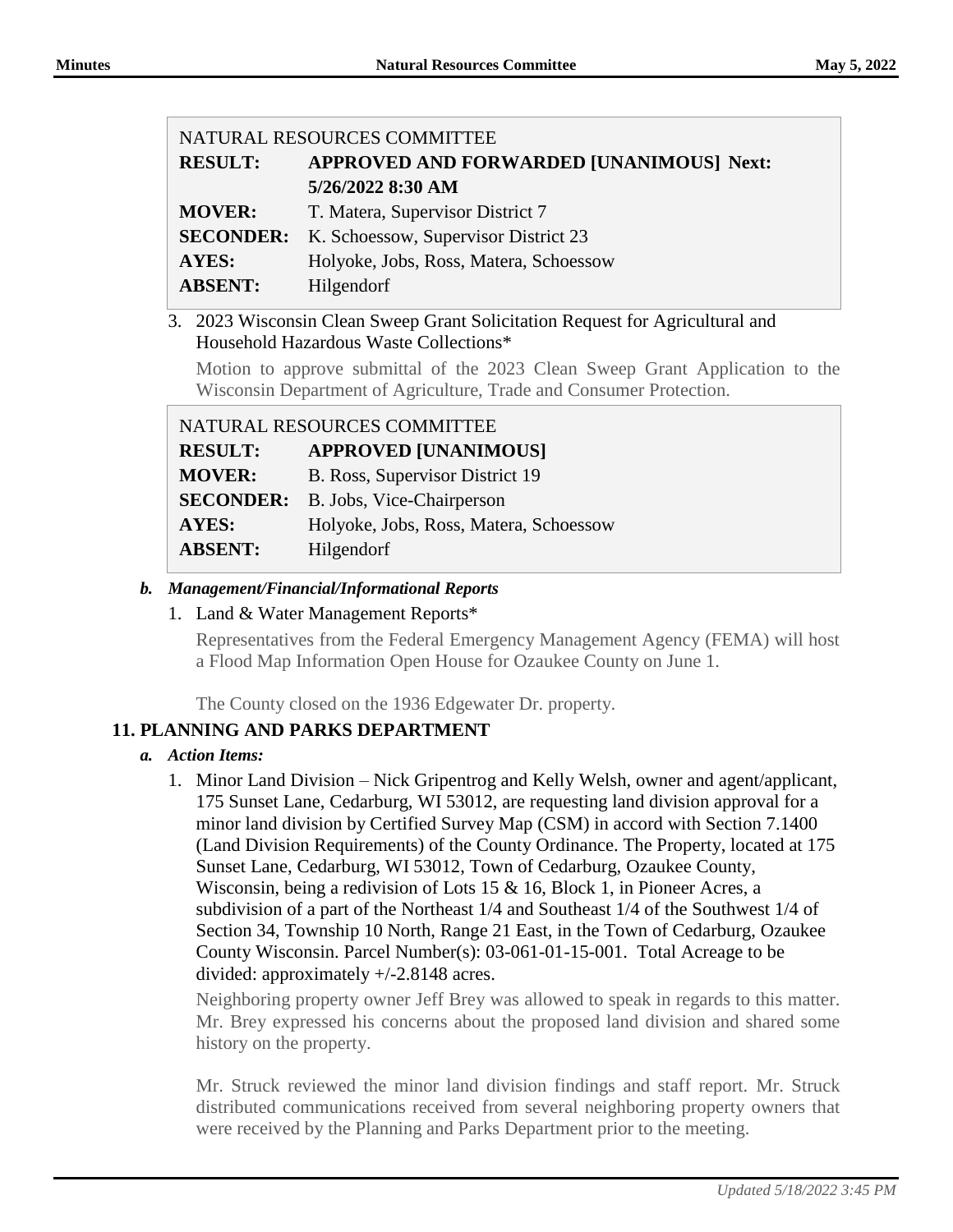| NATURAL RESOURCES COMMITTEE | |
|---|---|
| **RESULT:** | **APPROVED AND FORWARDED [UNANIMOUS] Next: 5/26/2022 8:30 AM** |
| **MOVER:** | T. Matera, Supervisor District 7 |
| **SECONDER:** | K. Schoessow, Supervisor District 23 |
| **AYES:** | Holyoke, Jobs, Ross, Matera, Schoessow |
| **ABSENT:** | Hilgendorf |

3. 2023 Wisconsin Clean Sweep Grant Solicitation Request for Agricultural and Household Hazardous Waste Collections*

   Motion to approve submittal of the 2023 Clean Sweep Grant Application to the Wisconsin Department of Agriculture, Trade and Consumer Protection.

| NATURAL RESOURCES COMMITTEE | |
|---|---|
| **RESULT:** | **APPROVED [UNANIMOUS]** |
| **MOVER:** | B. Ross, Supervisor District 19 |
| **SECONDER:** | B. Jobs, Vice-Chairperson |
| **AYES:** | Holyoke, Jobs, Ross, Matera, Schoessow |
| **ABSENT:** | Hilgendorf |

***b. Management/Financial/Informational Reports***

1. Land & Water Management Reports*

   Representatives from the Federal Emergency Management Agency (FEMA) will host a Flood Map Information Open House for Ozaukee County on June 1.

   The County closed on the 1936 Edgewater Dr. property.

## 11. PLANNING AND PARKS DEPARTMENT

***a. Action Items:***

1. Minor Land Division – Nick Gripentrog and Kelly Welsh, owner and agent/applicant, 175 Sunset Lane, Cedarburg, WI 53012, are requesting land division approval for a minor land division by Certified Survey Map (CSM) in accord with Section 7.1400 (Land Division Requirements) of the County Ordinance. The Property, located at 175 Sunset Lane, Cedarburg, WI 53012, Town of Cedarburg, Ozaukee County, Wisconsin, being a redivision of Lots 15 & 16, Block 1, in Pioneer Acres, a subdivision of a part of the Northeast 1/4 and Southeast 1/4 of the Southwest 1/4 of Section 34, Township 10 North, Range 21 East, in the Town of Cedarburg, Ozaukee County Wisconsin. Parcel Number(s): 03-061-01-15-001. Total Acreage to be divided: approximately +/-2.8148 acres.

   Neighboring property owner Jeff Brey was allowed to speak in regards to this matter. Mr. Brey expressed his concerns about the proposed land division and shared some history on the property.

   Mr. Struck reviewed the minor land division findings and staff report. Mr. Struck distributed communications received from several neighboring property owners that were received by the Planning and Parks Department prior to the meeting.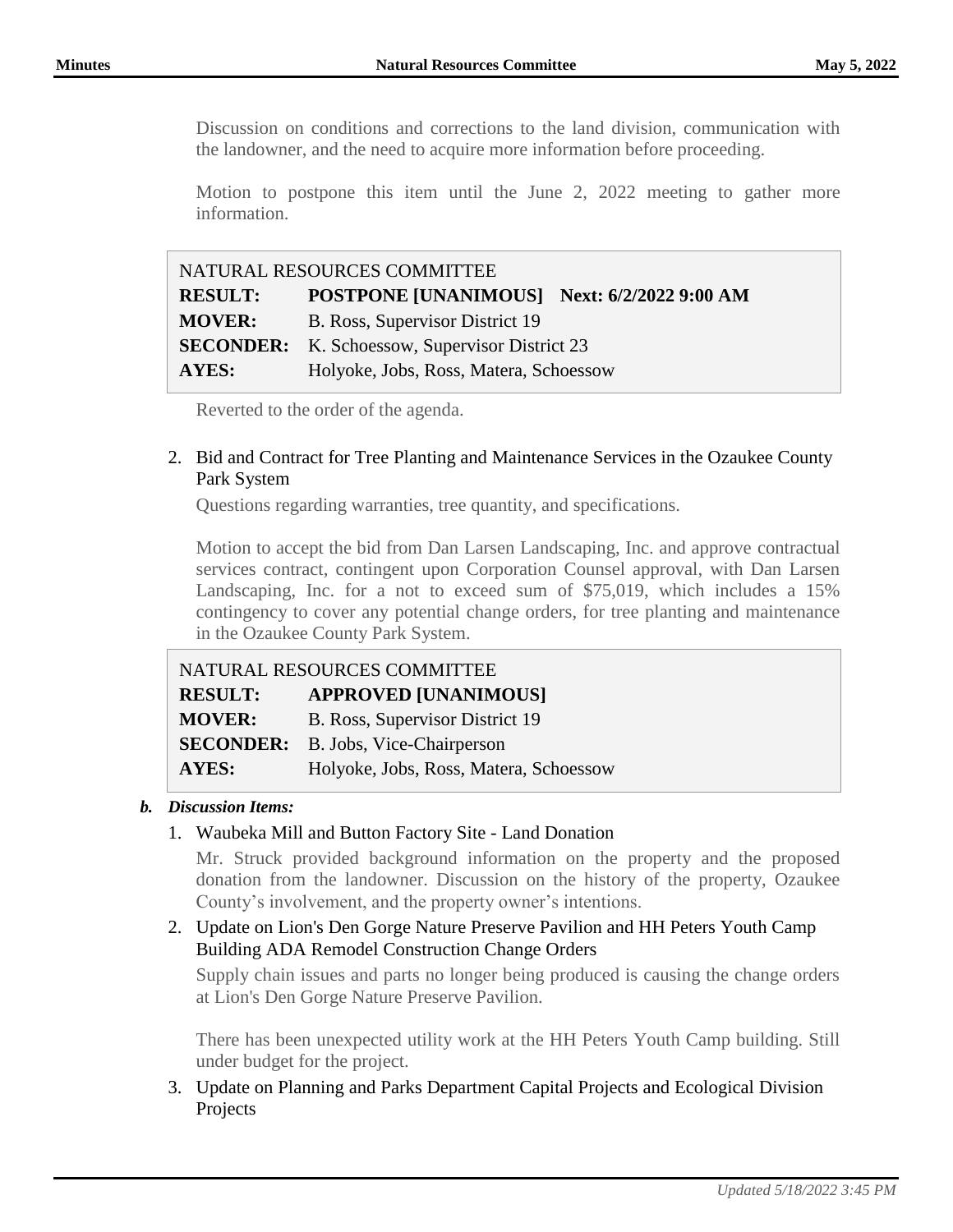Discussion on conditions and corrections to the land division, communication with the landowner, and the need to acquire more information before proceeding.

Motion to postpone this item until the June 2, 2022 meeting to gather more information.

| NATURAL RESOURCES COMMITTEE | |
|---|---|
| **RESULT:** | **POSTPONE [UNANIMOUS] Next: 6/2/2022 9:00 AM** |
| **MOVER:** | B. Ross, Supervisor District 19 |
| **SECONDER:** | K. Schoessow, Supervisor District 23 |
| **AYES:** | Holyoke, Jobs, Ross, Matera, Schoessow |

Reverted to the order of the agenda.

2. Bid and Contract for Tree Planting and Maintenance Services in the Ozaukee County Park System

   Questions regarding warranties, tree quantity, and specifications.

   Motion to accept the bid from Dan Larsen Landscaping, Inc. and approve contractual services contract, contingent upon Corporation Counsel approval, with Dan Larsen Landscaping, Inc. for a not to exceed sum of $75,019, which includes a 15% contingency to cover any potential change orders, for tree planting and maintenance in the Ozaukee County Park System.

| NATURAL RESOURCES COMMITTEE | |
|---|---|
| **RESULT:** | **APPROVED [UNANIMOUS]** |
| **MOVER:** | B. Ross, Supervisor District 19 |
| **SECONDER:** | B. Jobs, Vice-Chairperson |
| **AYES:** | Holyoke, Jobs, Ross, Matera, Schoessow |

***b. Discussion Items:***

1. Waubeka Mill and Button Factory Site - Land Donation

   Mr. Struck provided background information on the property and the proposed donation from the landowner. Discussion on the history of the property, Ozaukee County's involvement, and the property owner's intentions.

2. Update on Lion's Den Gorge Nature Preserve Pavilion and HH Peters Youth Camp Building ADA Remodel Construction Change Orders

   Supply chain issues and parts no longer being produced is causing the change orders at Lion's Den Gorge Nature Preserve Pavilion.

   There has been unexpected utility work at the HH Peters Youth Camp building. Still under budget for the project.

3. Update on Planning and Parks Department Capital Projects and Ecological Division Projects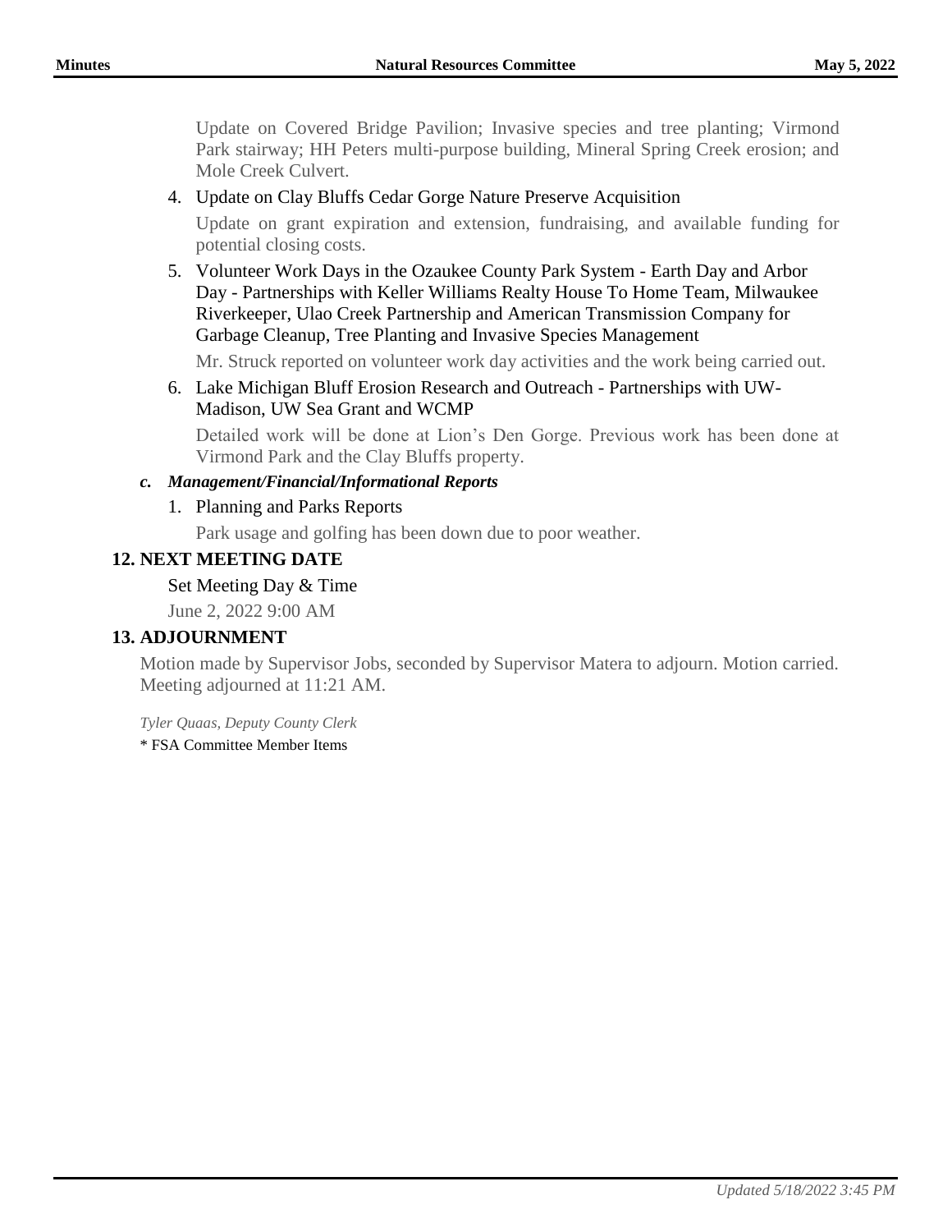Update on Covered Bridge Pavilion; Invasive species and tree planting; Virmond Park stairway; HH Peters multi-purpose building, Mineral Spring Creek erosion; and Mole Creek Culvert.

4. Update on Clay Bluffs Cedar Gorge Nature Preserve Acquisition

   Update on grant expiration and extension, fundraising, and available funding for potential closing costs.

5. Volunteer Work Days in the Ozaukee County Park System - Earth Day and Arbor Day - Partnerships with Keller Williams Realty House To Home Team, Milwaukee Riverkeeper, Ulao Creek Partnership and American Transmission Company for Garbage Cleanup, Tree Planting and Invasive Species Management

   Mr. Struck reported on volunteer work day activities and the work being carried out.

6. Lake Michigan Bluff Erosion Research and Outreach - Partnerships with UW-Madison, UW Sea Grant and WCMP

   Detailed work will be done at Lion's Den Gorge. Previous work has been done at Virmond Park and the Clay Bluffs property.

### *c. Management/Financial/Informational Reports*

1. Planning and Parks Reports

   Park usage and golfing has been down due to poor weather.

## 12. NEXT MEETING DATE

Set Meeting Day & Time

June 2, 2022 9:00 AM

## 13. ADJOURNMENT

Motion made by Supervisor Jobs, seconded by Supervisor Matera to adjourn. Motion carried. Meeting adjourned at 11:21 AM.

*Tyler Quaas, Deputy County Clerk*

* FSA Committee Member Items